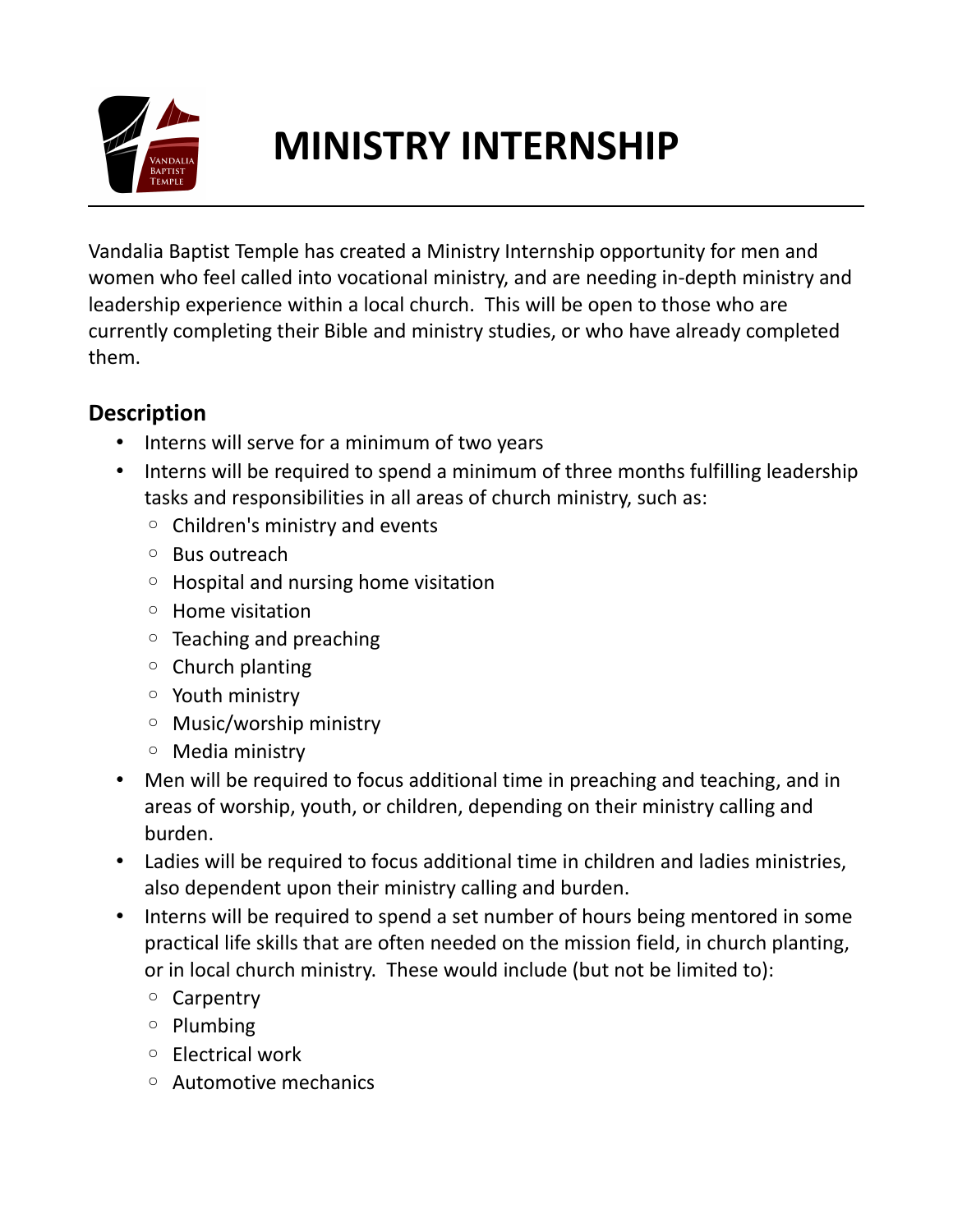# MINISTRY INTERNSHIP

Vandalia Baptist Temple has created a Ministry Internship opportunity for men and women who feel called into vocational ministry, and are needing in-depth ministry and leadership experience within a local church. This will be open to those who are currently completing their Bible and ministry studies, or who have already completed them.

## Description

- Interns will serve for a minimum of two years
- Interns will be required to spend a minimum of three months fulfilling leadership tasks and responsibilities in all areas of church ministry, such as:
  - Children's ministry and events
  - Bus outreach
  - Hospital and nursing home visitation
  - Home visitation
  - Teaching and preaching
  - Church planting
  - Youth ministry
  - Music/worship ministry
  - Media ministry
- Men will be required to focus additional time in preaching and teaching, and in areas of worship, youth, or children, depending on their ministry calling and burden.
- Ladies will be required to focus additional time in children and ladies ministries, also dependent upon their ministry calling and burden.
- Interns will be required to spend a set number of hours being mentored in some practical life skills that are often needed on the mission field, in church planting, or in local church ministry. These would include (but not be limited to):
  - Carpentry
  - Plumbing
  - Electrical work
  - Automotive mechanics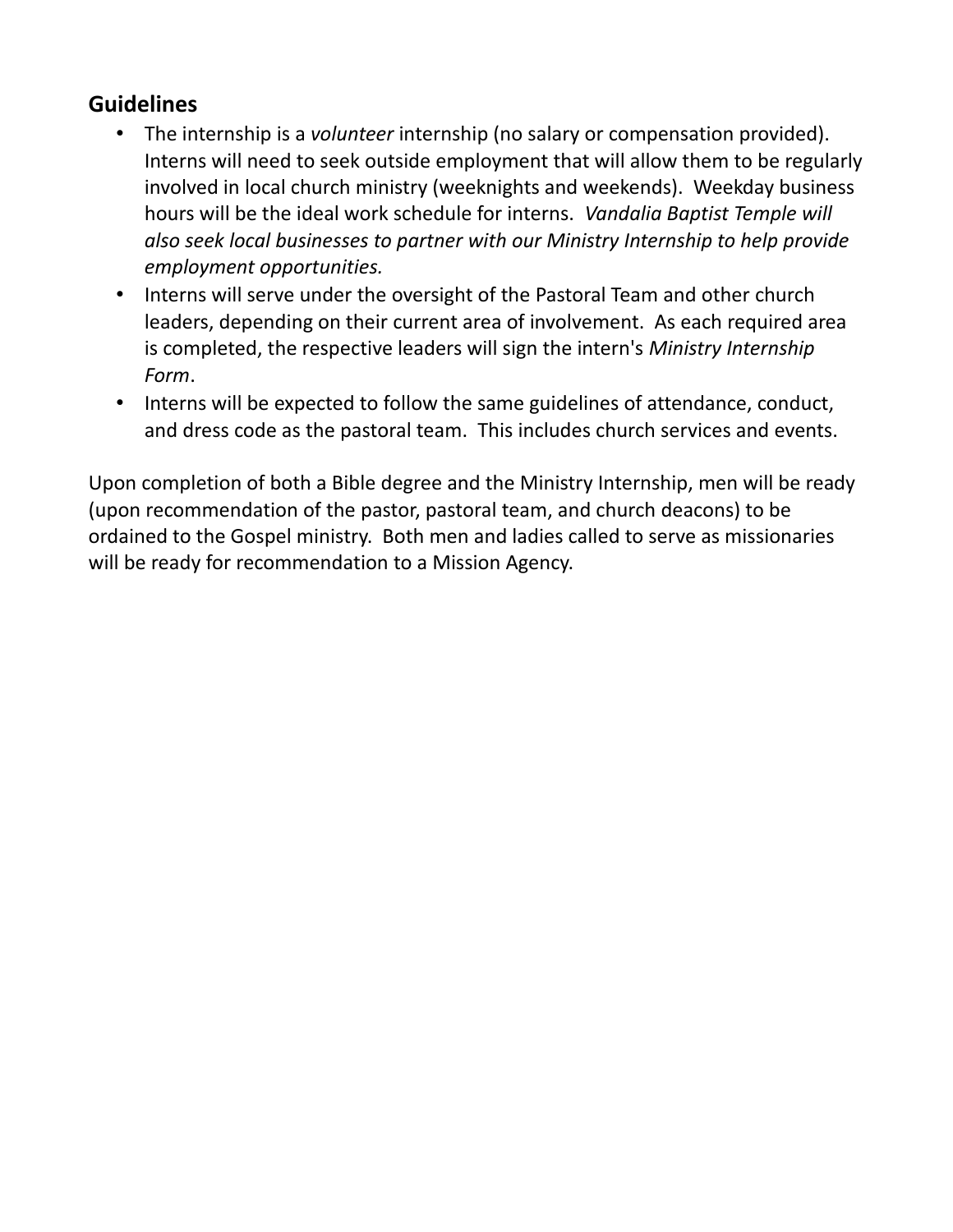## Guidelines

- The internship is a *volunteer* internship (no salary or compensation provided). Interns will need to seek outside employment that will allow them to be regularly involved in local church ministry (weeknights and weekends). Weekday business hours will be the ideal work schedule for interns. *Vandalia Baptist Temple will also seek local businesses to partner with our Ministry Internship to help provide employment opportunities.*
- Interns will serve under the oversight of the Pastoral Team and other church leaders, depending on their current area of involvement. As each required area is completed, the respective leaders will sign the intern's *Ministry Internship Form*.
- Interns will be expected to follow the same guidelines of attendance, conduct, and dress code as the pastoral team. This includes church services and events.

Upon completion of both a Bible degree and the Ministry Internship, men will be ready (upon recommendation of the pastor, pastoral team, and church deacons) to be ordained to the Gospel ministry. Both men and ladies called to serve as missionaries will be ready for recommendation to a Mission Agency.